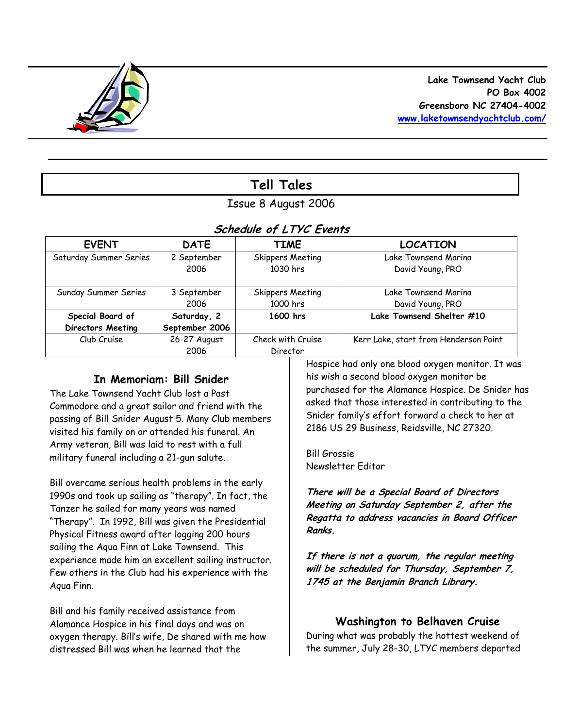**Lake Townsend Yacht Club**
**PO Box 4002**
**Greensboro NC 27404-4002**
**[www.laketownsendyachtclub.com/](http://www.laketownsendyachtclub.com/)**

# Tell Tales

Issue 8 August 2006

## *Schedule of LTYC Events*

| EVENT | DATE | TIME | LOCATION |
|---|---|---|---|
| Saturday Summer Series | 2 September 2006 | Skippers Meeting 1030 hrs | Lake Townsend Marina David Young, PRO |
| Sunday Summer Series | 3 September 2006 | Skippers Meeting 1000 hrs | Lake Townsend Marina David Young, PRO |
| **Special Board of Directors Meeting** | **Saturday, 2 September 2006** | **1600 hrs** | **Lake Townsend Shelter #10** |
| Club Cruise | 26-27 August 2006 | Check with Cruise Director | Kerr Lake, start from Henderson Point |

## In Memoriam: Bill Snider

The Lake Townsend Yacht Club lost a Past Commodore and a great sailor and friend with the passing of Bill Snider August 5. Many Club members visited his family on or attended his funeral. An Army veteran, Bill was laid to rest with a full military funeral including a 21-gun salute.

Bill overcame serious health problems in the early 1990s and took up sailing as "therapy". In fact, the Tanzer he sailed for many years was named "Therapy". In 1992, Bill was given the Presidential Physical Fitness award after logging 200 hours sailing the Aqua Finn at Lake Townsend. This experience made him an excellent sailing instructor. Few others in the Club had his experience with the Aqua Finn.

Bill and his family received assistance from Alamance Hospice in his final days and was on oxygen therapy. Bill's wife, De shared with me how distressed Bill was when he learned that the Hospice had only one blood oxygen monitor. It was his wish a second blood oxygen monitor be purchased for the Alamance Hospice. De Snider has asked that those interested in contributing to the Snider family's effort forward a check to her at 2186 US 29 Business, Reidsville, NC 27320.

Bill Grossie
Newsletter Editor

***There will be a Special Board of Directors Meeting on Saturday September 2, after the Regatta to address vacancies in Board Officer Ranks.***

***If there is not a quorum, the regular meeting will be scheduled for Thursday, September 7, 1745 at the Benjamin Branch Library.***

## Washington to Belhaven Cruise

During what was probably the hottest weekend of the summer, July 28-30, LTYC members departed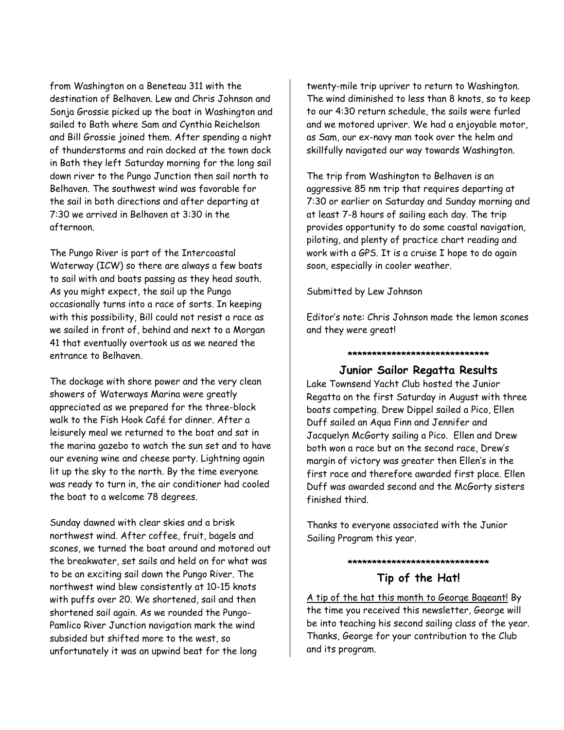from Washington on a Beneteau 311 with the destination of Belhaven. Lew and Chris Johnson and Sonja Grossie picked up the boat in Washington and sailed to Bath where Sam and Cynthia Reichelson and Bill Grossie joined them. After spending a night of thunderstorms and rain docked at the town dock in Bath they left Saturday morning for the long sail down river to the Pungo Junction then sail north to Belhaven. The southwest wind was favorable for the sail in both directions and after departing at 7:30 we arrived in Belhaven at 3:30 in the afternoon.

The Pungo River is part of the Intercoastal Waterway (ICW) so there are always a few boats to sail with and boats passing as they head south. As you might expect, the sail up the Pungo occasionally turns into a race of sorts. In keeping with this possibility, Bill could not resist a race as we sailed in front of, behind and next to a Morgan 41 that eventually overtook us as we neared the entrance to Belhaven.

The dockage with shore power and the very clean showers of Waterways Marina were greatly appreciated as we prepared for the three-block walk to the Fish Hook Café for dinner. After a leisurely meal we returned to the boat and sat in the marina gazebo to watch the sun set and to have our evening wine and cheese party. Lightning again lit up the sky to the north. By the time everyone was ready to turn in, the air conditioner had cooled the boat to a welcome 78 degrees.

Sunday dawned with clear skies and a brisk northwest wind. After coffee, fruit, bagels and scones, we turned the boat around and motored out the breakwater, set sails and held on for what was to be an exciting sail down the Pungo River. The northwest wind blew consistently at 10-15 knots with puffs over 20. We shortened, sail and then shortened sail again. As we rounded the Pungo-Pamlico River Junction navigation mark the wind subsided but shifted more to the west, so unfortunately it was an upwind beat for the long twenty-mile trip upriver to return to Washington. The wind diminished to less than 8 knots, so to keep to our 4:30 return schedule, the sails were furled and we motored upriver. We had a enjoyable motor, as Sam, our ex-navy man took over the helm and skillfully navigated our way towards Washington.

The trip from Washington to Belhaven is an aggressive 85 nm trip that requires departing at 7:30 or earlier on Saturday and Sunday morning and at least 7-8 hours of sailing each day. The trip provides opportunity to do some coastal navigation, piloting, and plenty of practice chart reading and work with a GPS. It is a cruise I hope to do again soon, especially in cooler weather.

Submitted by Lew Johnson

Editor's note: Chris Johnson made the lemon scones and they were great!

******************************

## Junior Sailor Regatta Results

Lake Townsend Yacht Club hosted the Junior Regatta on the first Saturday in August with three boats competing. Drew Dippel sailed a Pico, Ellen Duff sailed an Aqua Finn and Jennifer and Jacquelyn McGorty sailing a Pico. Ellen and Drew both won a race but on the second race, Drew's margin of victory was greater then Ellen's in the first race and therefore awarded first place. Ellen Duff was awarded second and the McGorty sisters finished third.

Thanks to everyone associated with the Junior Sailing Program this year.

******************************

## Tip of the Hat!

A tip of the hat this month to George Bageant! By the time you received this newsletter, George will be into teaching his second sailing class of the year. Thanks, George for your contribution to the Club and its program.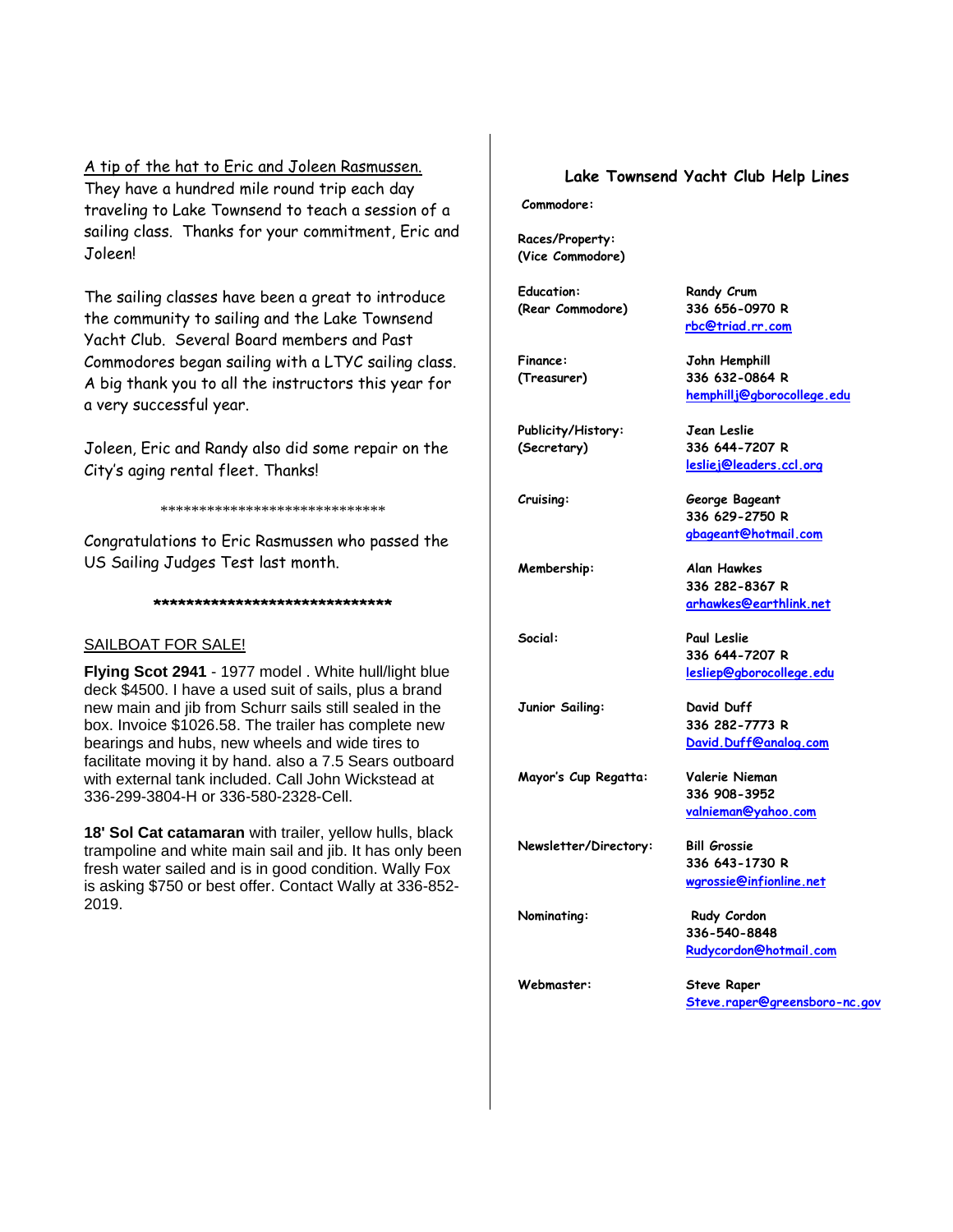A tip of the hat to Eric and Joleen Rasmussen.
They have a hundred mile round trip each day traveling to Lake Townsend to teach a session of a sailing class. Thanks for your commitment, Eric and Joleen!

The sailing classes have been a great to introduce the community to sailing and the Lake Townsend Yacht Club. Several Board members and Past Commodores began sailing with a LTYC sailing class. A big thank you to all the instructors this year for a very successful year.

Joleen, Eric and Randy also did some repair on the City's aging rental fleet. Thanks!

******************************

Congratulations to Eric Rasmussen who passed the US Sailing Judges Test last month.

******************************

SAILBOAT FOR SALE!

**Flying Scot 2941** - 1977 model . White hull/light blue deck $4500. I have a used suit of sails, plus a brand new main and jib from Schurr sails still sealed in the box. Invoice $1026.58. The trailer has complete new bearings and hubs, new wheels and wide tires to facilitate moving it by hand. also a 7.5 Sears outboard with external tank included. Call John Wickstead at 336-299-3804-H or 336-580-2328-Cell.

**18' Sol Cat catamaran** with trailer, yellow hulls, black trampoline and white main sail and jib. It has only been fresh water sailed and is in good condition. Wally Fox is asking $750 or best offer. Contact Wally at 336-852-2019.

## Lake Townsend Yacht Club Help Lines

| | |
|---|---|
| **Commodore:** | |
| **Races/Property: (Vice Commodore)** | |
| **Education: (Rear Commodore)** | Randy Crum<br>336 656-0970 R<br>rbc@triad.rr.com |
| **Finance: (Treasurer)** | John Hemphill<br>336 632-0864 R<br>hemphillj@gborocollege.edu |
| **Publicity/History: (Secretary)** | Jean Leslie<br>336 644-7207 R<br>lesliej@leaders.ccl.org |
| **Cruising:** | George Bageant<br>336 629-2750 R<br>gbageant@hotmail.com |
| **Membership:** | Alan Hawkes<br>336 282-8367 R<br>arhawkes@earthlink.net |
| **Social:** | Paul Leslie<br>336 644-7207 R<br>lesliep@gborocollege.edu |
| **Junior Sailing:** | David Duff<br>336 282-7773 R<br>David.Duff@analog.com |
| **Mayor's Cup Regatta:** | Valerie Nieman<br>336 908-3952<br>valnieman@yahoo.com |
| **Newsletter/Directory:** | Bill Grossie<br>336 643-1730 R<br>wgrossie@infionline.net |
| **Nominating:** | Rudy Cordon<br>336-540-8848<br>Rudycordon@hotmail.com |
| **Webmaster:** | Steve Raper<br>Steve.raper@greensboro-nc.gov |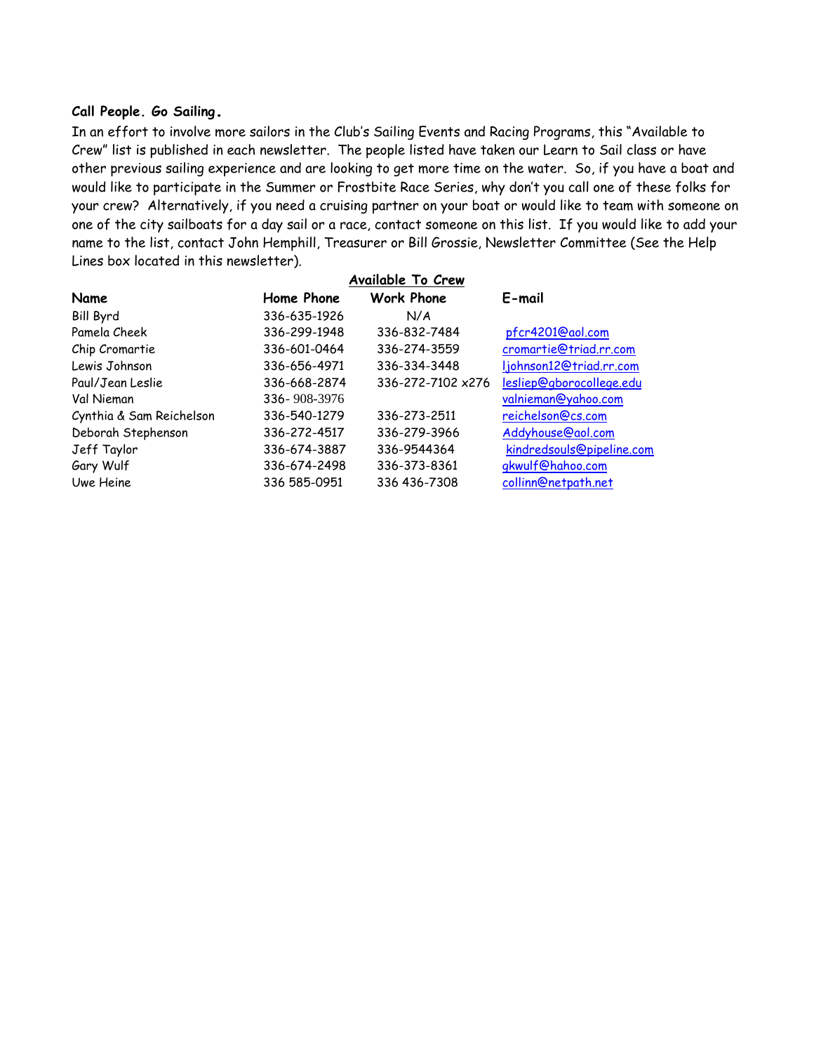**Call People. Go Sailing.**

In an effort to involve more sailors in the Club's Sailing Events and Racing Programs, this "Available to Crew" list is published in each newsletter. The people listed have taken our Learn to Sail class or have other previous sailing experience and are looking to get more time on the water. So, if you have a boat and would like to participate in the Summer or Frostbite Race Series, why don't you call one of these folks for your crew? Alternatively, if you need a cruising partner on your boat or would like to team with someone on one of the city sailboats for a day sail or a race, contact someone on this list. If you would like to add your name to the list, contact John Hemphill, Treasurer or Bill Grossie, Newsletter Committee (See the Help Lines box located in this newsletter).

**Available To Crew**

| Name | Home Phone | Work Phone | E-mail |
|---|---|---|---|
| Bill Byrd | 336-635-1926 | N/A | |
| Pamela Cheek | 336-299-1948 | 336-832-7484 | pfcr4201@aol.com |
| Chip Cromartie | 336-601-0464 | 336-274-3559 | cromartie@triad.rr.com |
| Lewis Johnson | 336-656-4971 | 336-334-3448 | ljohnson12@triad.rr.com |
| Paul/Jean Leslie | 336-668-2874 | 336-272-7102 x276 | lesliep@gborocollege.edu |
| Val Nieman | 336- 908-3976 | | valnieman@yahoo.com |
| Cynthia & Sam Reichelson | 336-540-1279 | 336-273-2511 | reichelson@cs.com |
| Deborah Stephenson | 336-272-4517 | 336-279-3966 | Addyhouse@aol.com |
| Jeff Taylor | 336-674-3887 | 336-9544364 | kindredsouls@pipeline.com |
| Gary Wulf | 336-674-2498 | 336-373-8361 | gkwulf@hahoo.com |
| Uwe Heine | 336 585-0951 | 336 436-7308 | collinn@netpath.net |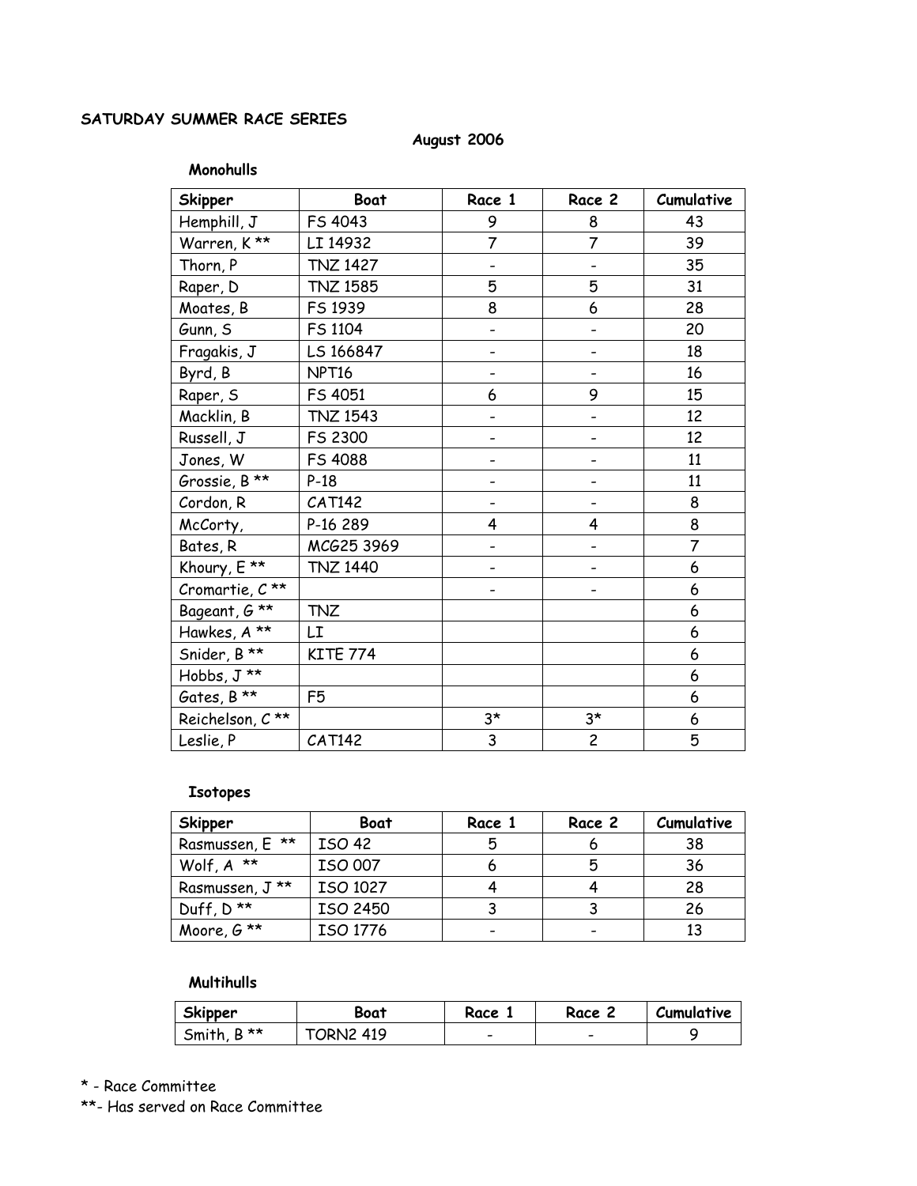**SATURDAY SUMMER RACE SERIES**

**August 2006**

**Monohulls**

| Skipper | Boat | Race 1 | Race 2 | Cumulative |
|---|---|---|---|---|
| Hemphill, J | FS 4043 | 9 | 8 | 43 |
| Warren, K ** | LI 14932 | 7 | 7 | 39 |
| Thorn, P | TNZ 1427 | - | - | 35 |
| Raper, D | TNZ 1585 | 5 | 5 | 31 |
| Moates, B | FS 1939 | 8 | 6 | 28 |
| Gunn, S | FS 1104 | - | - | 20 |
| Fragakis, J | LS 166847 | - | - | 18 |
| Byrd, B | NPT16 | - | - | 16 |
| Raper, S | FS 4051 | 6 | 9 | 15 |
| Macklin, B | TNZ 1543 | - | - | 12 |
| Russell, J | FS 2300 | - | - | 12 |
| Jones, W | FS 4088 | - | - | 11 |
| Grossie, B ** | P-18 | - | - | 11 |
| Cordon, R | CAT142 | - | - | 8 |
| McCorty, | P-16 289 | 4 | 4 | 8 |
| Bates, R | MCG25 3969 | - | - | 7 |
| Khoury, E ** | TNZ 1440 | - | - | 6 |
| Cromartie, C ** | | - | - | 6 |
| Bageant, G ** | TNZ | | | 6 |
| Hawkes, A ** | LI | | | 6 |
| Snider, B ** | KITE 774 | | | 6 |
| Hobbs, J ** | | | | 6 |
| Gates, B ** | F5 | | | 6 |
| Reichelson, C ** | | 3* | 3* | 6 |
| Leslie, P | CAT142 | 3 | 2 | 5 |

**Isotopes**

| Skipper | Boat | Race 1 | Race 2 | Cumulative |
|---|---|---|---|---|
| Rasmussen, E ** | ISO 42 | 5 | 6 | 38 |
| Wolf, A ** | ISO 007 | 6 | 5 | 36 |
| Rasmussen, J ** | ISO 1027 | 4 | 4 | 28 |
| Duff, D ** | ISO 2450 | 3 | 3 | 26 |
| Moore, G ** | ISO 1776 | - | - | 13 |

**Multihulls**

| Skipper | Boat | Race 1 | Race 2 | Cumulative |
|---|---|---|---|---|
| Smith, B ** | TORN2 419 | - | - | 9 |

* - Race Committee

**- Has served on Race Committee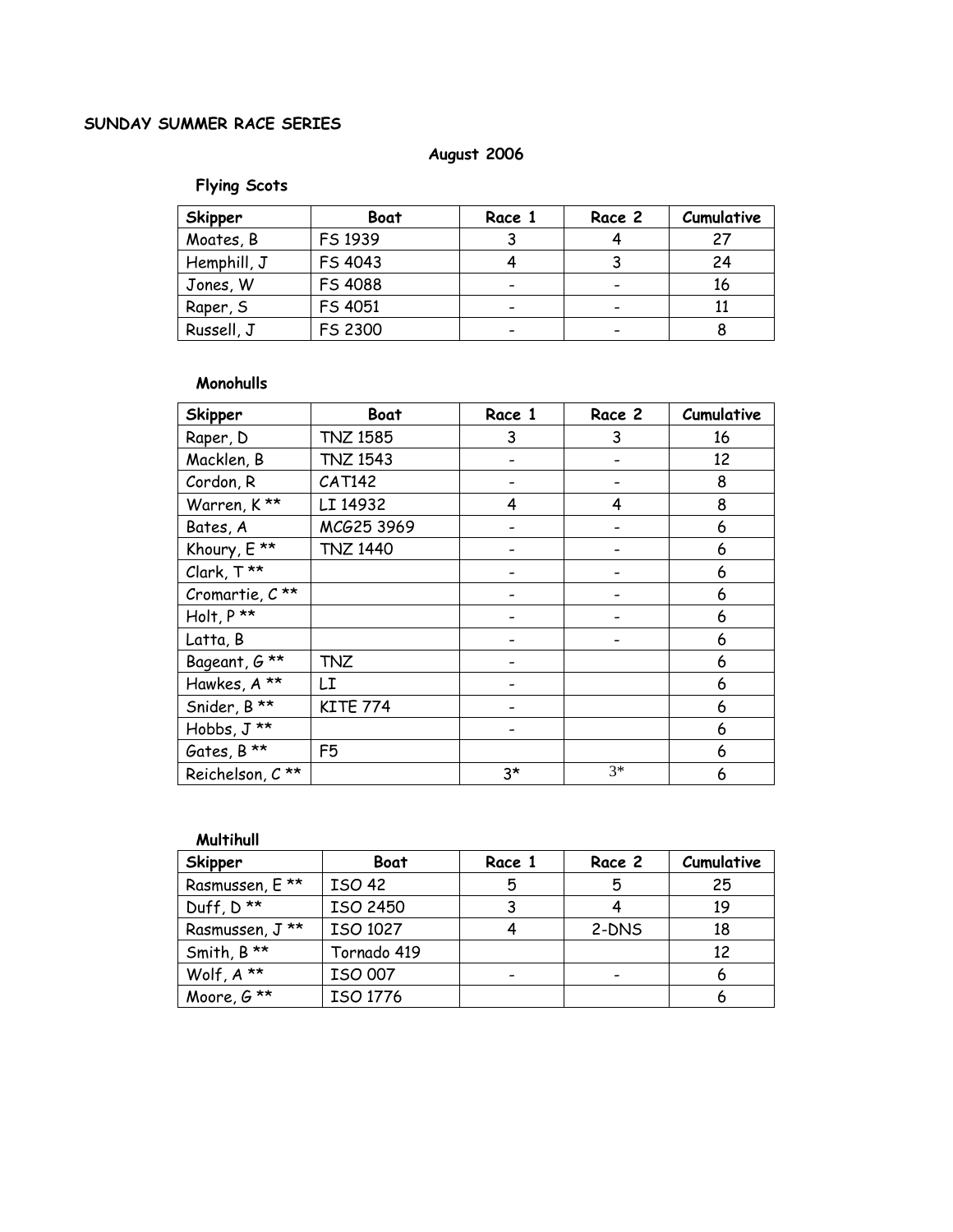## SUNDAY SUMMER RACE SERIES

### August 2006

**Flying Scots**

| Skipper | Boat | Race 1 | Race 2 | Cumulative |
|---|---|---|---|---|
| Moates, B | FS 1939 | 3 | 4 | 27 |
| Hemphill, J | FS 4043 | 4 | 3 | 24 |
| Jones, W | FS 4088 | - | - | 16 |
| Raper, S | FS 4051 | - | - | 11 |
| Russell, J | FS 2300 | - | - | 8 |

**Monohulls**

| Skipper | Boat | Race 1 | Race 2 | Cumulative |
|---|---|---|---|---|
| Raper, D | TNZ 1585 | 3 | 3 | 16 |
| Macklen, B | TNZ 1543 | - | - | 12 |
| Cordon, R | CAT142 | - | - | 8 |
| Warren, K ** | LI 14932 | 4 | 4 | 8 |
| Bates, A | MCG25 3969 | - | - | 6 |
| Khoury, E ** | TNZ 1440 | - | - | 6 |
| Clark, T ** | | - | - | 6 |
| Cromartie, C ** | | - | - | 6 |
| Holt, P ** | | - | - | 6 |
| Latta, B | | - | - | 6 |
| Bageant, G ** | TNZ | - | | 6 |
| Hawkes, A ** | LI | - | | 6 |
| Snider, B ** | KITE 774 | - | | 6 |
| Hobbs, J ** | | - | | 6 |
| Gates, B ** | F5 | | | 6 |
| Reichelson, C ** | | 3* | 3* | 6 |

**Multihull**

| Skipper | Boat | Race 1 | Race 2 | Cumulative |
|---|---|---|---|---|
| Rasmussen, E ** | ISO 42 | 5 | 5 | 25 |
| Duff, D ** | ISO 2450 | 3 | 4 | 19 |
| Rasmussen, J ** | ISO 1027 | 4 | 2-DNS | 18 |
| Smith, B ** | Tornado 419 | | | 12 |
| Wolf, A ** | ISO 007 | - | - | 6 |
| Moore, G ** | ISO 1776 | | | 6 |